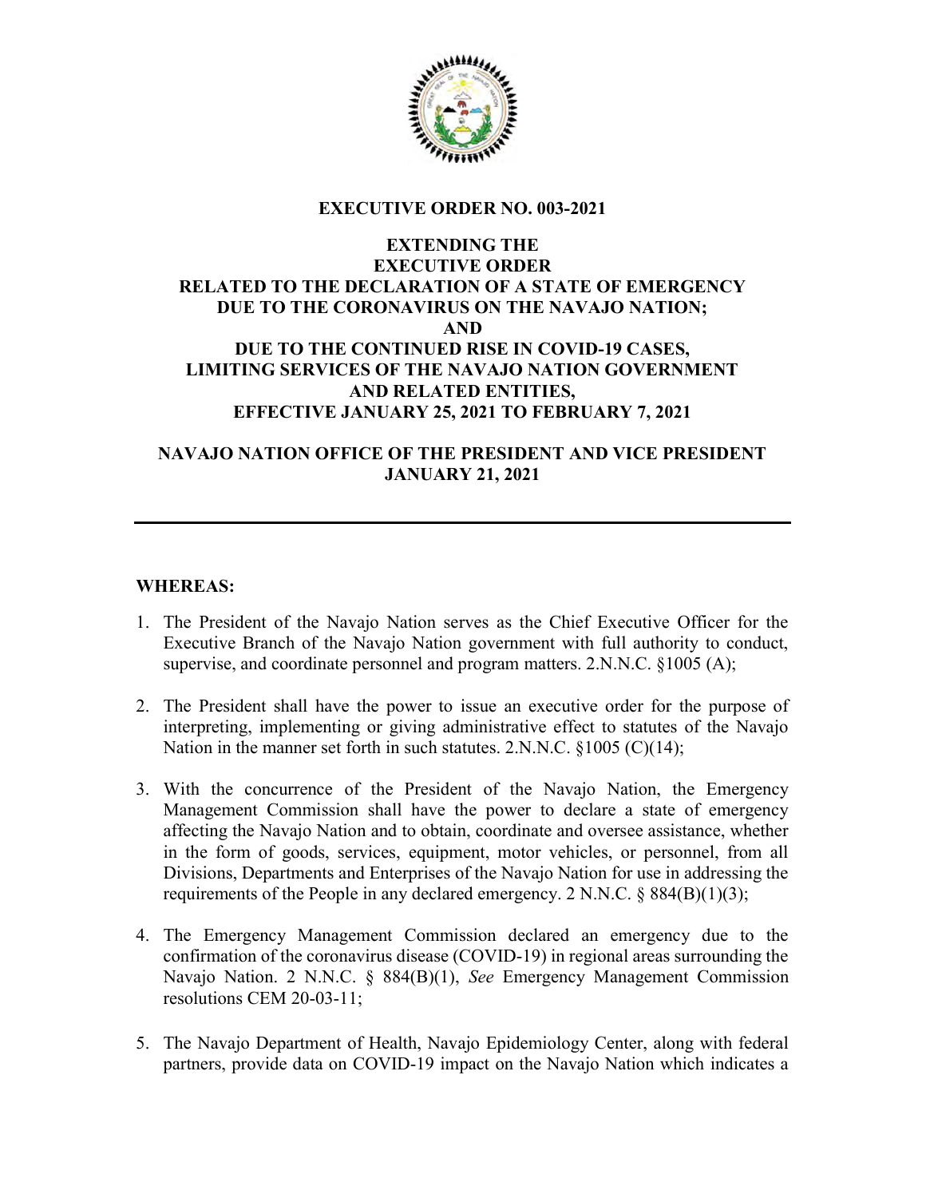**EXECUTIVE ORDER NO. 003-2021**

**EXTENDING THE EXECUTIVE ORDER RELATED TO THE DECLARATION OF A STATE OF EMERGENCY DUE TO THE CORONAVIRUS ON THE NAVAJO NATION; AND DUE TO THE CONTINUED RISE IN COVID-19 CASES, LIMITING SERVICES OF THE NAVAJO NATION GOVERNMENT AND RELATED ENTITIES, EFFECTIVE JANUARY 25, 2021 TO FEBRUARY 7, 2021**

**NAVAJO NATION OFFICE OF THE PRESIDENT AND VICE PRESIDENT JANUARY 21, 2021**

---

**WHEREAS:**

1. The President of the Navajo Nation serves as the Chief Executive Officer for the Executive Branch of the Navajo Nation government with full authority to conduct, supervise, and coordinate personnel and program matters. 2.N.N.C. §1005 (A);

2. The President shall have the power to issue an executive order for the purpose of interpreting, implementing or giving administrative effect to statutes of the Navajo Nation in the manner set forth in such statutes. 2.N.N.C. §1005 (C)(14);

3. With the concurrence of the President of the Navajo Nation, the Emergency Management Commission shall have the power to declare a state of emergency affecting the Navajo Nation and to obtain, coordinate and oversee assistance, whether in the form of goods, services, equipment, motor vehicles, or personnel, from all Divisions, Departments and Enterprises of the Navajo Nation for use in addressing the requirements of the People in any declared emergency. 2 N.N.C. § 884(B)(1)(3);

4. The Emergency Management Commission declared an emergency due to the confirmation of the coronavirus disease (COVID-19) in regional areas surrounding the Navajo Nation. 2 N.N.C. § 884(B)(1), *See* Emergency Management Commission resolutions CEM 20-03-11;

5. The Navajo Department of Health, Navajo Epidemiology Center, along with federal partners, provide data on COVID-19 impact on the Navajo Nation which indicates a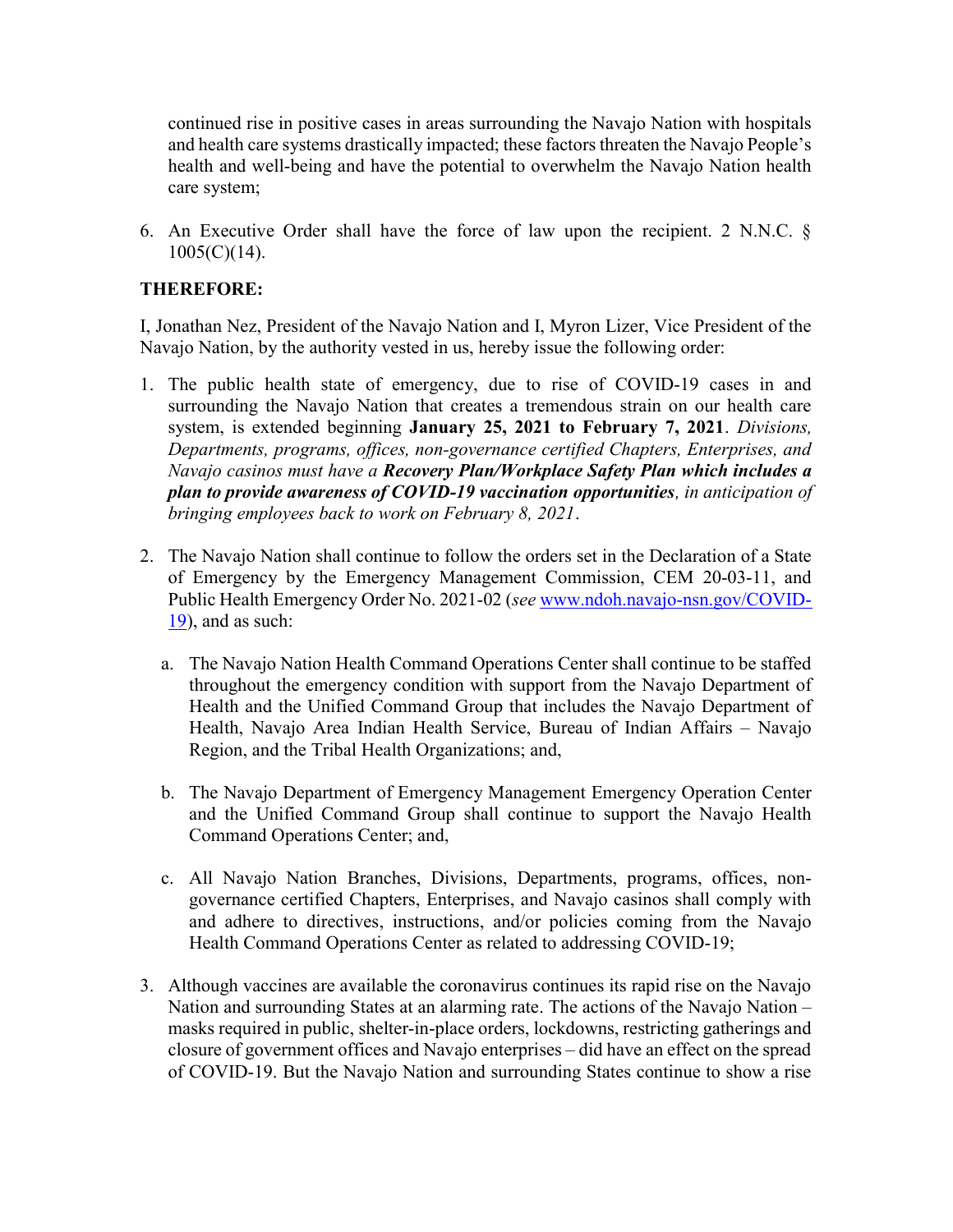continued rise in positive cases in areas surrounding the Navajo Nation with hospitals and health care systems drastically impacted; these factors threaten the Navajo People's health and well-being and have the potential to overwhelm the Navajo Nation health care system;

6. An Executive Order shall have the force of law upon the recipient. 2 N.N.C. § 1005(C)(14).

**THEREFORE:**

I, Jonathan Nez, President of the Navajo Nation and I, Myron Lizer, Vice President of the Navajo Nation, by the authority vested in us, hereby issue the following order:

1. The public health state of emergency, due to rise of COVID-19 cases in and surrounding the Navajo Nation that creates a tremendous strain on our health care system, is extended beginning **January 25, 2021 to February 7, 2021**. *Divisions, Departments, programs, offices, non-governance certified Chapters, Enterprises, and Navajo casinos must have a* ***Recovery Plan/Workplace Safety Plan which includes a plan to provide awareness of COVID-19 vaccination opportunities****, in anticipation of bringing employees back to work on February 8, 2021*.

2. The Navajo Nation shall continue to follow the orders set in the Declaration of a State of Emergency by the Emergency Management Commission, CEM 20-03-11, and Public Health Emergency Order No. 2021-02 (*see* www.ndoh.navajo-nsn.gov/COVID-19), and as such:

   a. The Navajo Nation Health Command Operations Center shall continue to be staffed throughout the emergency condition with support from the Navajo Department of Health and the Unified Command Group that includes the Navajo Department of Health, Navajo Area Indian Health Service, Bureau of Indian Affairs – Navajo Region, and the Tribal Health Organizations; and,

   b. The Navajo Department of Emergency Management Emergency Operation Center and the Unified Command Group shall continue to support the Navajo Health Command Operations Center; and,

   c. All Navajo Nation Branches, Divisions, Departments, programs, offices, non-governance certified Chapters, Enterprises, and Navajo casinos shall comply with and adhere to directives, instructions, and/or policies coming from the Navajo Health Command Operations Center as related to addressing COVID-19;

3. Although vaccines are available the coronavirus continues its rapid rise on the Navajo Nation and surrounding States at an alarming rate. The actions of the Navajo Nation – masks required in public, shelter-in-place orders, lockdowns, restricting gatherings and closure of government offices and Navajo enterprises – did have an effect on the spread of COVID-19. But the Navajo Nation and surrounding States continue to show a rise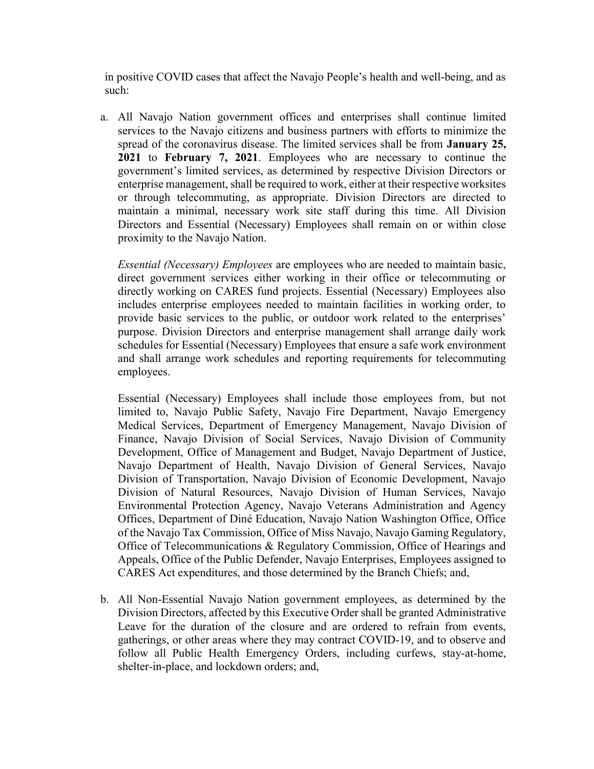in positive COVID cases that affect the Navajo People's health and well-being, and as such:

a. All Navajo Nation government offices and enterprises shall continue limited services to the Navajo citizens and business partners with efforts to minimize the spread of the coronavirus disease. The limited services shall be from **January 25, 2021** to **February 7, 2021**. Employees who are necessary to continue the government's limited services, as determined by respective Division Directors or enterprise management, shall be required to work, either at their respective worksites or through telecommuting, as appropriate. Division Directors are directed to maintain a minimal, necessary work site staff during this time. All Division Directors and Essential (Necessary) Employees shall remain on or within close proximity to the Navajo Nation.

   *Essential (Necessary) Employees* are employees who are needed to maintain basic, direct government services either working in their office or telecommuting or directly working on CARES fund projects. Essential (Necessary) Employees also includes enterprise employees needed to maintain facilities in working order, to provide basic services to the public, or outdoor work related to the enterprises' purpose. Division Directors and enterprise management shall arrange daily work schedules for Essential (Necessary) Employees that ensure a safe work environment and shall arrange work schedules and reporting requirements for telecommuting employees.

   Essential (Necessary) Employees shall include those employees from, but not limited to, Navajo Public Safety, Navajo Fire Department, Navajo Emergency Medical Services, Department of Emergency Management, Navajo Division of Finance, Navajo Division of Social Services, Navajo Division of Community Development, Office of Management and Budget, Navajo Department of Justice, Navajo Department of Health, Navajo Division of General Services, Navajo Division of Transportation, Navajo Division of Economic Development, Navajo Division of Natural Resources, Navajo Division of Human Services, Navajo Environmental Protection Agency, Navajo Veterans Administration and Agency Offices, Department of Diné Education, Navajo Nation Washington Office, Office of the Navajo Tax Commission, Office of Miss Navajo, Navajo Gaming Regulatory, Office of Telecommunications & Regulatory Commission, Office of Hearings and Appeals, Office of the Public Defender, Navajo Enterprises, Employees assigned to CARES Act expenditures, and those determined by the Branch Chiefs; and,

b. All Non-Essential Navajo Nation government employees, as determined by the Division Directors, affected by this Executive Order shall be granted Administrative Leave for the duration of the closure and are ordered to refrain from events, gatherings, or other areas where they may contract COVID-19, and to observe and follow all Public Health Emergency Orders, including curfews, stay-at-home, shelter-in-place, and lockdown orders; and,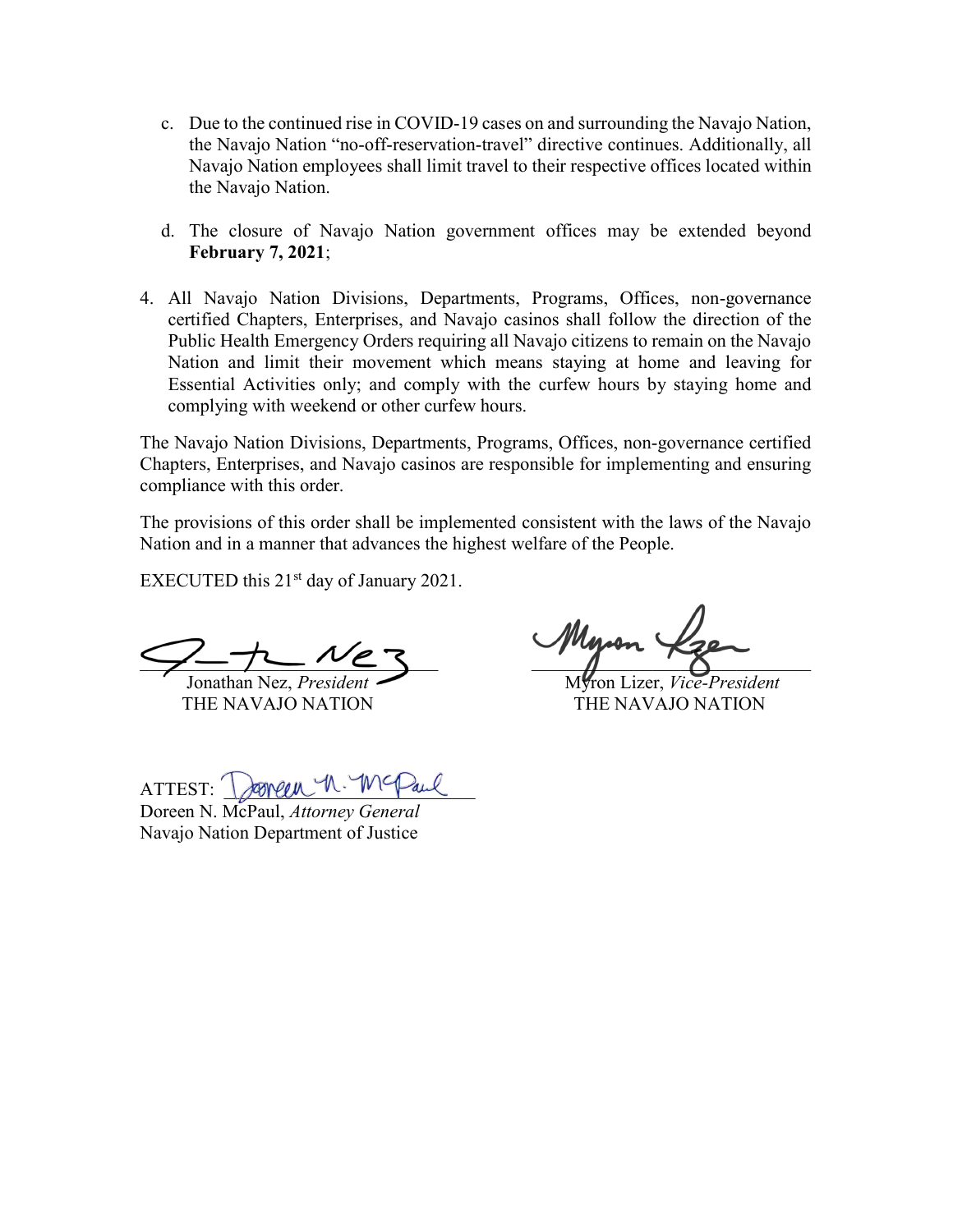c. Due to the continued rise in COVID-19 cases on and surrounding the Navajo Nation, the Navajo Nation "no-off-reservation-travel" directive continues. Additionally, all Navajo Nation employees shall limit travel to their respective offices located within the Navajo Nation.

d. The closure of Navajo Nation government offices may be extended beyond **February 7, 2021**;

4. All Navajo Nation Divisions, Departments, Programs, Offices, non-governance certified Chapters, Enterprises, and Navajo casinos shall follow the direction of the Public Health Emergency Orders requiring all Navajo citizens to remain on the Navajo Nation and limit their movement which means staying at home and leaving for Essential Activities only; and comply with the curfew hours by staying home and complying with weekend or other curfew hours.

The Navajo Nation Divisions, Departments, Programs, Offices, non-governance certified Chapters, Enterprises, and Navajo casinos are responsible for implementing and ensuring compliance with this order.

The provisions of this order shall be implemented consistent with the laws of the Navajo Nation and in a manner that advances the highest welfare of the People.

EXECUTED this 21st day of January 2021.

Jonathan Nez, *President*
THE NAVAJO NATION

Myron Lizer, *Vice-President*
THE NAVAJO NATION

ATTEST:
Doreen N. McPaul, *Attorney General*
Navajo Nation Department of Justice